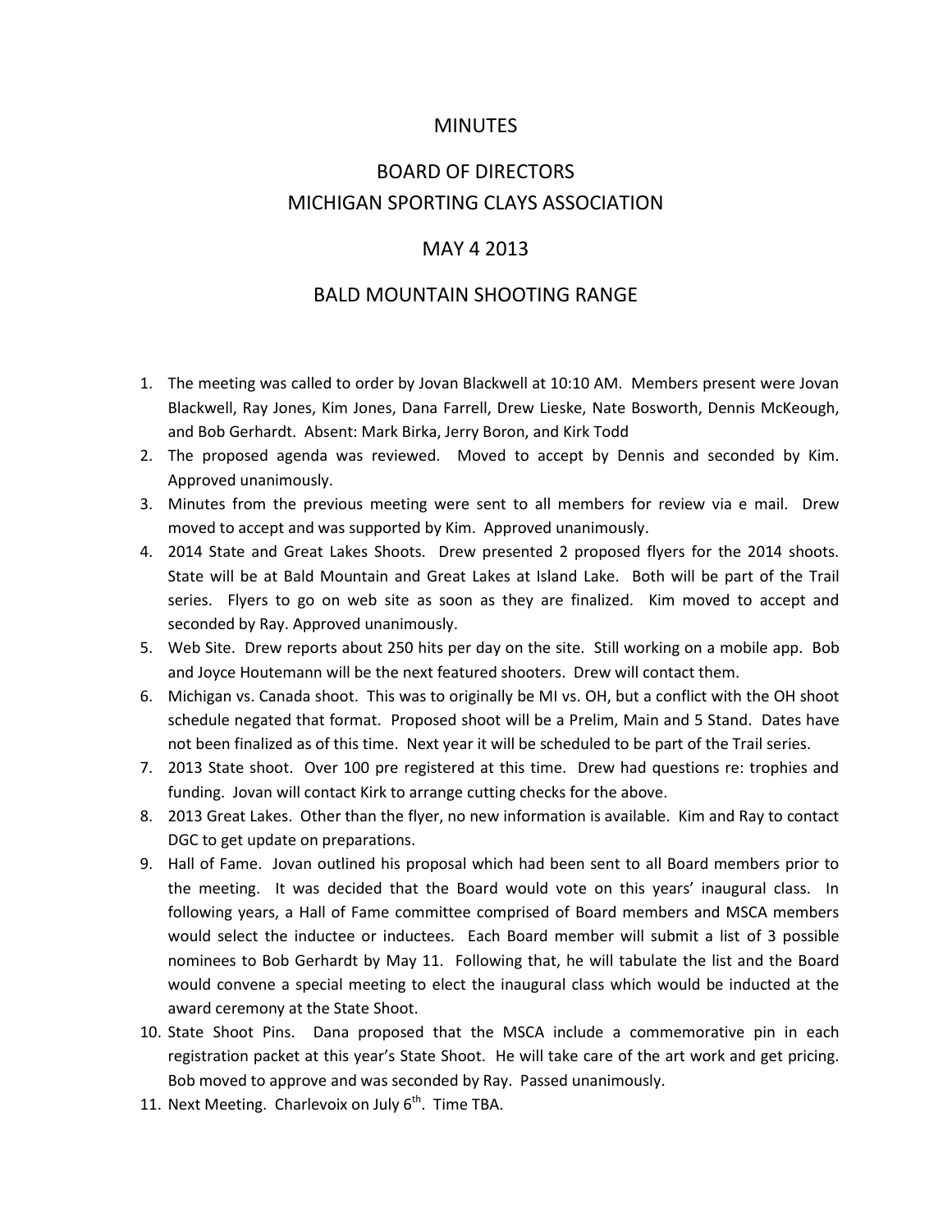# MINUTES

## BOARD OF DIRECTORS
## MICHIGAN SPORTING CLAYS ASSOCIATION

## MAY 4 2013

## BALD MOUNTAIN SHOOTING RANGE

1. The meeting was called to order by Jovan Blackwell at 10:10 AM. Members present were Jovan Blackwell, Ray Jones, Kim Jones, Dana Farrell, Drew Lieske, Nate Bosworth, Dennis McKeough, and Bob Gerhardt. Absent: Mark Birka, Jerry Boron, and Kirk Todd
2. The proposed agenda was reviewed. Moved to accept by Dennis and seconded by Kim. Approved unanimously.
3. Minutes from the previous meeting were sent to all members for review via e mail. Drew moved to accept and was supported by Kim. Approved unanimously.
4. 2014 State and Great Lakes Shoots. Drew presented 2 proposed flyers for the 2014 shoots. State will be at Bald Mountain and Great Lakes at Island Lake. Both will be part of the Trail series. Flyers to go on web site as soon as they are finalized. Kim moved to accept and seconded by Ray. Approved unanimously.
5. Web Site. Drew reports about 250 hits per day on the site. Still working on a mobile app. Bob and Joyce Houtemann will be the next featured shooters. Drew will contact them.
6. Michigan vs. Canada shoot. This was to originally be MI vs. OH, but a conflict with the OH shoot schedule negated that format. Proposed shoot will be a Prelim, Main and 5 Stand. Dates have not been finalized as of this time. Next year it will be scheduled to be part of the Trail series.
7. 2013 State shoot. Over 100 pre registered at this time. Drew had questions re: trophies and funding. Jovan will contact Kirk to arrange cutting checks for the above.
8. 2013 Great Lakes. Other than the flyer, no new information is available. Kim and Ray to contact DGC to get update on preparations.
9. Hall of Fame. Jovan outlined his proposal which had been sent to all Board members prior to the meeting. It was decided that the Board would vote on this years' inaugural class. In following years, a Hall of Fame committee comprised of Board members and MSCA members would select the inductee or inductees. Each Board member will submit a list of 3 possible nominees to Bob Gerhardt by May 11. Following that, he will tabulate the list and the Board would convene a special meeting to elect the inaugural class which would be inducted at the award ceremony at the State Shoot.
10. State Shoot Pins. Dana proposed that the MSCA include a commemorative pin in each registration packet at this year's State Shoot. He will take care of the art work and get pricing. Bob moved to approve and was seconded by Ray. Passed unanimously.
11. Next Meeting. Charlevoix on July 6th. Time TBA.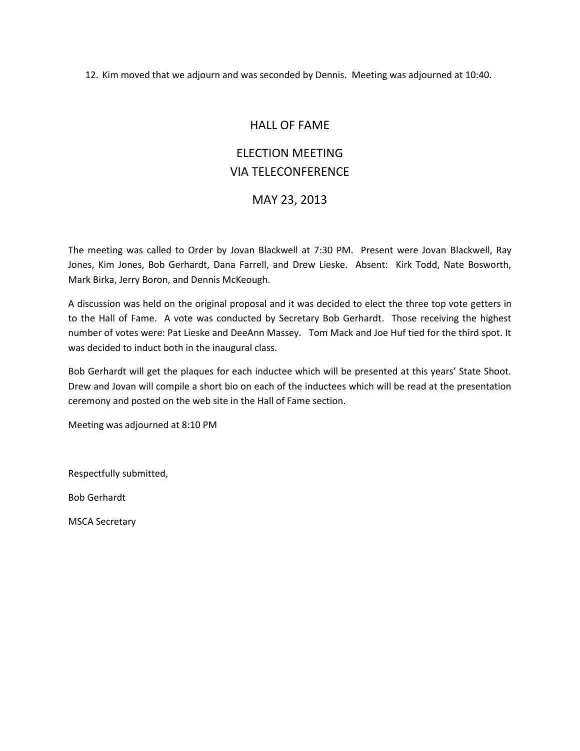12. Kim moved that we adjourn and was seconded by Dennis. Meeting was adjourned at 10:40.

# HALL OF FAME

## ELECTION MEETING
## VIA TELECONFERENCE

## MAY 23, 2013

The meeting was called to Order by Jovan Blackwell at 7:30 PM. Present were Jovan Blackwell, Ray Jones, Kim Jones, Bob Gerhardt, Dana Farrell, and Drew Lieske. Absent: Kirk Todd, Nate Bosworth, Mark Birka, Jerry Boron, and Dennis McKeough.

A discussion was held on the original proposal and it was decided to elect the three top vote getters in to the Hall of Fame. A vote was conducted by Secretary Bob Gerhardt. Those receiving the highest number of votes were: Pat Lieske and DeeAnn Massey. Tom Mack and Joe Huf tied for the third spot. It was decided to induct both in the inaugural class.

Bob Gerhardt will get the plaques for each inductee which will be presented at this years' State Shoot. Drew and Jovan will compile a short bio on each of the inductees which will be read at the presentation ceremony and posted on the web site in the Hall of Fame section.

Meeting was adjourned at 8:10 PM

Respectfully submitted,

Bob Gerhardt

MSCA Secretary